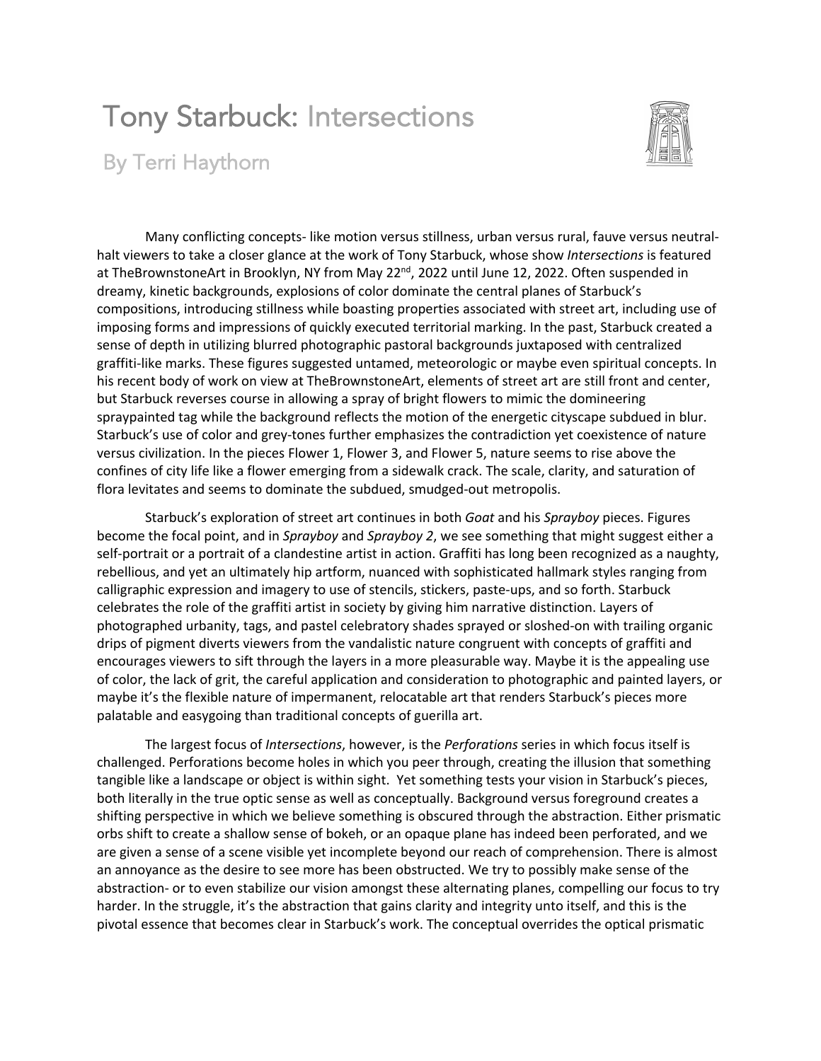# Tony Starbuck: Intersections

## By Terri Haythorn

Many conflicting concepts- like motion versus stillness, urban versus rural, fauve versus neutral- halt viewers to take a closer glance at the work of Tony Starbuck, whose show *Intersections* is featured at TheBrownstoneArt in Brooklyn, NY from May 22nd, 2022 until June 12, 2022. Often suspended in dreamy, kinetic backgrounds, explosions of color dominate the central planes of Starbuck's compositions, introducing stillness while boasting properties associated with street art, including use of imposing forms and impressions of quickly executed territorial marking. In the past, Starbuck created a sense of depth in utilizing blurred photographic pastoral backgrounds juxtaposed with centralized graffiti-like marks. These figures suggested untamed, meteorologic or maybe even spiritual concepts. In his recent body of work on view at TheBrownstoneArt, elements of street art are still front and center, but Starbuck reverses course in allowing a spray of bright flowers to mimic the domineering spraypainted tag while the background reflects the motion of the energetic cityscape subdued in blur. Starbuck's use of color and grey-tones further emphasizes the contradiction yet coexistence of nature versus civilization. In the pieces Flower 1, Flower 3, and Flower 5, nature seems to rise above the confines of city life like a flower emerging from a sidewalk crack. The scale, clarity, and saturation of flora levitates and seems to dominate the subdued, smudged-out metropolis.

Starbuck's exploration of street art continues in both *Goat* and his *Sprayboy* pieces. Figures become the focal point, and in *Sprayboy* and *Sprayboy 2*, we see something that might suggest either a self-portrait or a portrait of a clandestine artist in action. Graffiti has long been recognized as a naughty, rebellious, and yet an ultimately hip artform, nuanced with sophisticated hallmark styles ranging from calligraphic expression and imagery to use of stencils, stickers, paste-ups, and so forth. Starbuck celebrates the role of the graffiti artist in society by giving him narrative distinction. Layers of photographed urbanity, tags, and pastel celebratory shades sprayed or sloshed-on with trailing organic drips of pigment diverts viewers from the vandalistic nature congruent with concepts of graffiti and encourages viewers to sift through the layers in a more pleasurable way. Maybe it is the appealing use of color, the lack of grit, the careful application and consideration to photographic and painted layers, or maybe it's the flexible nature of impermanent, relocatable art that renders Starbuck's pieces more palatable and easygoing than traditional concepts of guerilla art.

The largest focus of *Intersections*, however, is the *Perforations* series in which focus itself is challenged. Perforations become holes in which you peer through, creating the illusion that something tangible like a landscape or object is within sight. Yet something tests your vision in Starbuck's pieces, both literally in the true optic sense as well as conceptually. Background versus foreground creates a shifting perspective in which we believe something is obscured through the abstraction. Either prismatic orbs shift to create a shallow sense of bokeh, or an opaque plane has indeed been perforated, and we are given a sense of a scene visible yet incomplete beyond our reach of comprehension. There is almost an annoyance as the desire to see more has been obstructed. We try to possibly make sense of the abstraction- or to even stabilize our vision amongst these alternating planes, compelling our focus to try harder. In the struggle, it's the abstraction that gains clarity and integrity unto itself, and this is the pivotal essence that becomes clear in Starbuck's work. The conceptual overrides the optical prismatic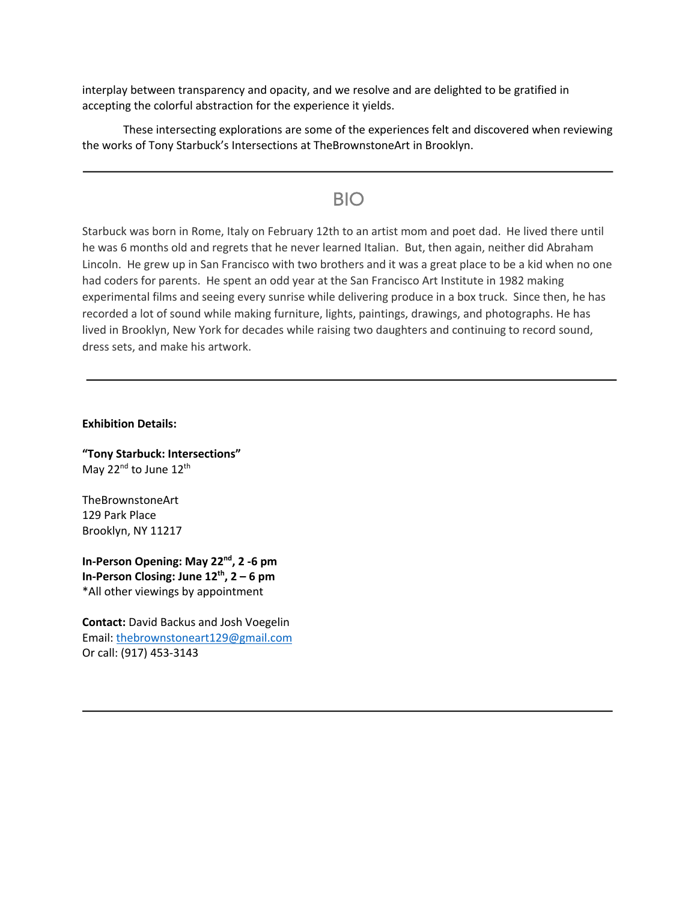interplay between transparency and opacity, and we resolve and are delighted to be gratified in accepting the colorful abstraction for the experience it yields.

These intersecting explorations are some of the experiences felt and discovered when reviewing the works of Tony Starbuck's Intersections at TheBrownstoneArt in Brooklyn.

---

## BIO

Starbuck was born in Rome, Italy on February 12th to an artist mom and poet dad. He lived there until he was 6 months old and regrets that he never learned Italian. But, then again, neither did Abraham Lincoln. He grew up in San Francisco with two brothers and it was a great place to be a kid when no one had coders for parents. He spent an odd year at the San Francisco Art Institute in 1982 making experimental films and seeing every sunrise while delivering produce in a box truck. Since then, he has recorded a lot of sound while making furniture, lights, paintings, drawings, and photographs. He has lived in Brooklyn, New York for decades while raising two daughters and continuing to record sound, dress sets, and make his artwork.

---

**Exhibition Details:**

**"Tony Starbuck: Intersections"**
May 22nd to June 12th

TheBrownstoneArt
129 Park Place
Brooklyn, NY 11217

**In-Person Opening: May 22nd, 2 -6 pm**
**In-Person Closing: June 12th, 2 – 6 pm**
*All other viewings by appointment

**Contact:** David Backus and Josh Voegelin
Email: thebrownstoneart129@gmail.com
Or call: (917) 453-3143

---